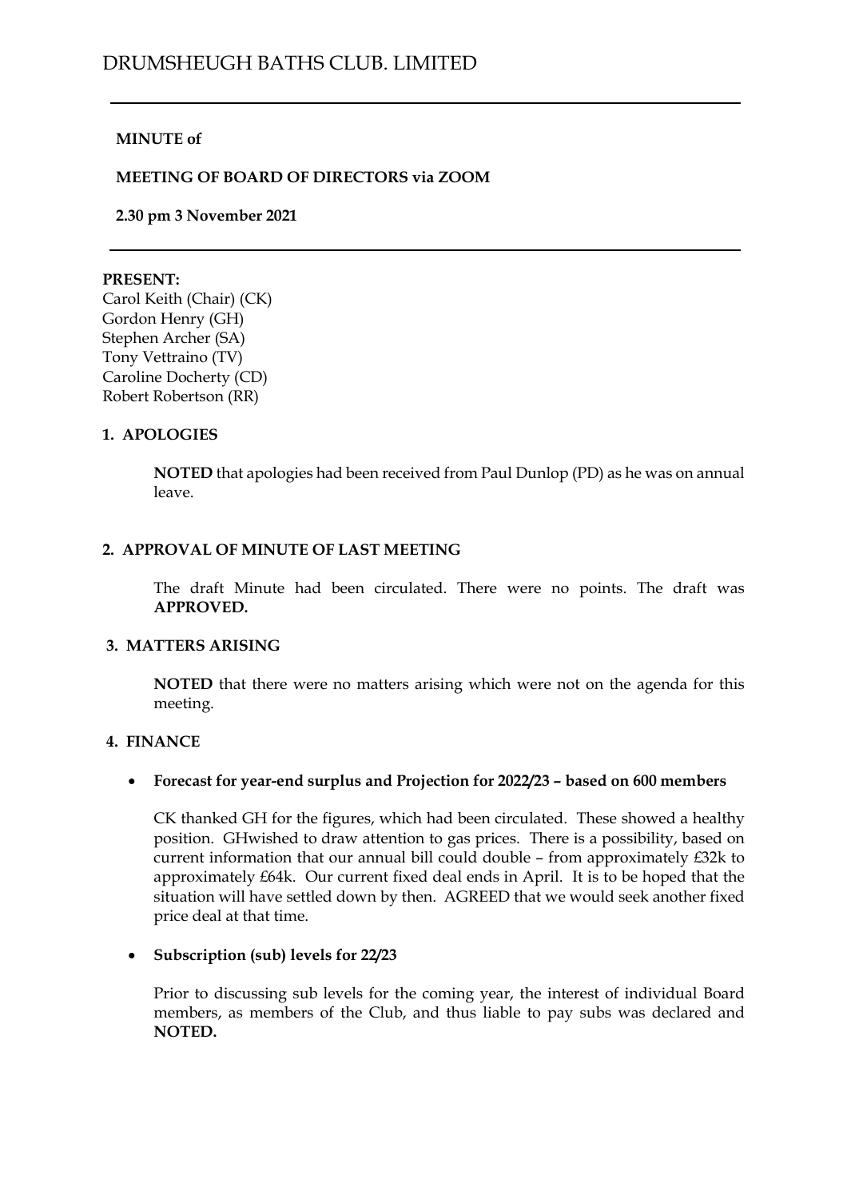# DRUMSHEUGH BATHS CLUB. LIMITED

**MINUTE of**

**MEETING OF BOARD OF DIRECTORS via ZOOM**

**2.30 pm 3 November 2021**

**PRESENT:**
Carol Keith (Chair) (CK)
Gordon Henry (GH)
Stephen Archer (SA)
Tony Vettraino (TV)
Caroline Docherty (CD)
Robert Robertson (RR)

## 1. APOLOGIES

**NOTED** that apologies had been received from Paul Dunlop (PD) as he was on annual leave.

## 2. APPROVAL OF MINUTE OF LAST MEETING

The draft Minute had been circulated. There were no points. The draft was **APPROVED.**

## 3. MATTERS ARISING

**NOTED** that there were no matters arising which were not on the agenda for this meeting.

## 4. FINANCE

- **Forecast for year-end surplus and Projection for 2022/23 – based on 600 members**

CK thanked GH for the figures, which had been circulated. These showed a healthy position. GHwished to draw attention to gas prices. There is a possibility, based on current information that our annual bill could double – from approximately £32k to approximately £64k. Our current fixed deal ends in April. It is to be hoped that the situation will have settled down by then. AGREED that we would seek another fixed price deal at that time.

- **Subscription (sub) levels for 22/23**

Prior to discussing sub levels for the coming year, the interest of individual Board members, as members of the Club, and thus liable to pay subs was declared and **NOTED.**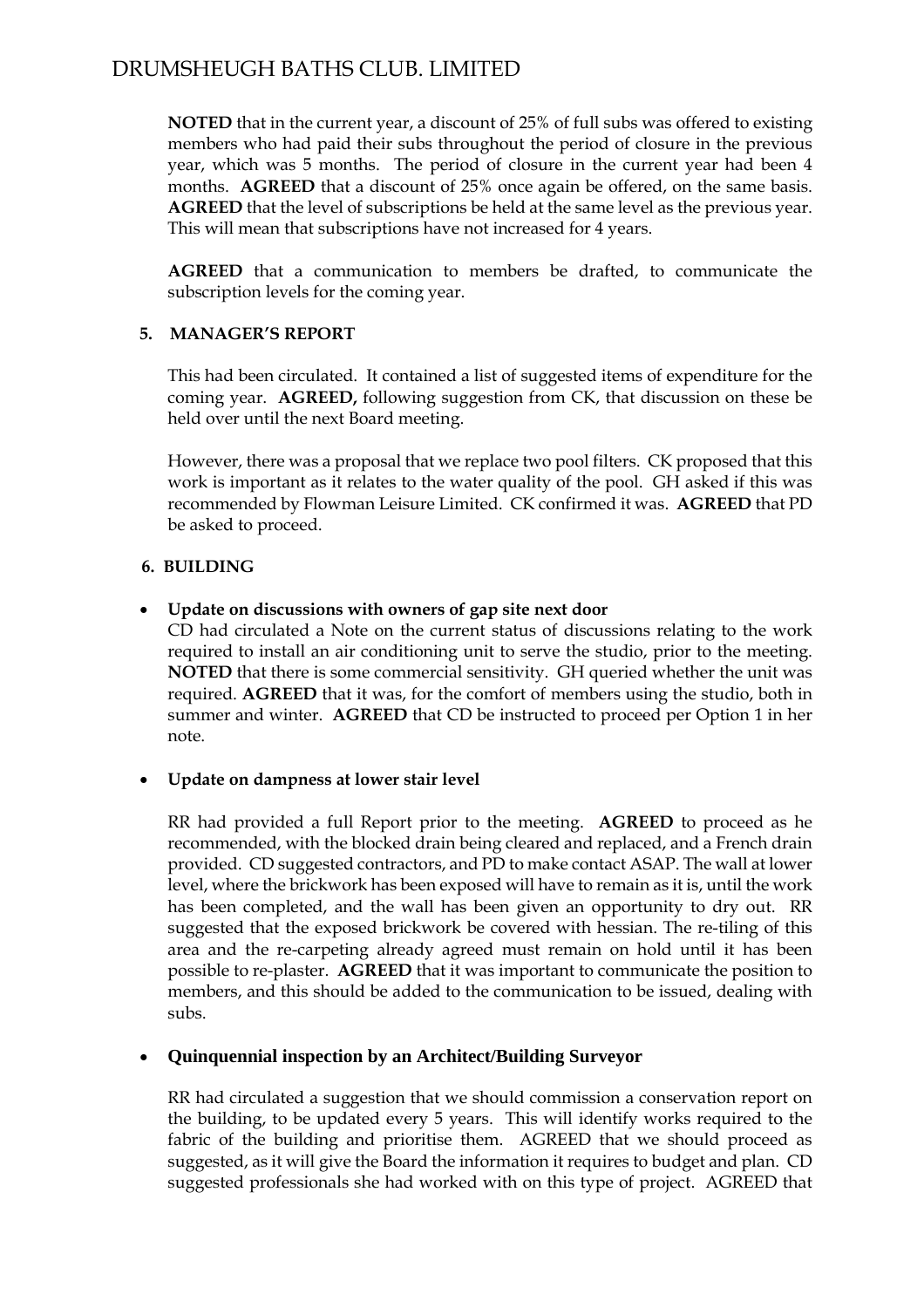**NOTED** that in the current year, a discount of 25% of full subs was offered to existing members who had paid their subs throughout the period of closure in the previous year, which was 5 months. The period of closure in the current year had been 4 months. **AGREED** that a discount of 25% once again be offered, on the same basis. **AGREED** that the level of subscriptions be held at the same level as the previous year. This will mean that subscriptions have not increased for 4 years.

**AGREED** that a communication to members be drafted, to communicate the subscription levels for the coming year.

## 5. MANAGER'S REPORT

This had been circulated. It contained a list of suggested items of expenditure for the coming year. **AGREED,** following suggestion from CK, that discussion on these be held over until the next Board meeting.

However, there was a proposal that we replace two pool filters. CK proposed that this work is important as it relates to the water quality of the pool. GH asked if this was recommended by Flowman Leisure Limited. CK confirmed it was. **AGREED** that PD be asked to proceed.

## 6. BUILDING

- **Update on discussions with owners of gap site next door**

  CD had circulated a Note on the current status of discussions relating to the work required to install an air conditioning unit to serve the studio, prior to the meeting. **NOTED** that there is some commercial sensitivity. GH queried whether the unit was required. **AGREED** that it was, for the comfort of members using the studio, both in summer and winter. **AGREED** that CD be instructed to proceed per Option 1 in her note.

- **Update on dampness at lower stair level**

  RR had provided a full Report prior to the meeting. **AGREED** to proceed as he recommended, with the blocked drain being cleared and replaced, and a French drain provided. CD suggested contractors, and PD to make contact ASAP. The wall at lower level, where the brickwork has been exposed will have to remain as it is, until the work has been completed, and the wall has been given an opportunity to dry out. RR suggested that the exposed brickwork be covered with hessian. The re-tiling of this area and the re-carpeting already agreed must remain on hold until it has been possible to re-plaster. **AGREED** that it was important to communicate the position to members, and this should be added to the communication to be issued, dealing with subs.

- **Quinquennial inspection by an Architect/Building Surveyor**

  RR had circulated a suggestion that we should commission a conservation report on the building, to be updated every 5 years. This will identify works required to the fabric of the building and prioritise them. AGREED that we should proceed as suggested, as it will give the Board the information it requires to budget and plan. CD suggested professionals she had worked with on this type of project. AGREED that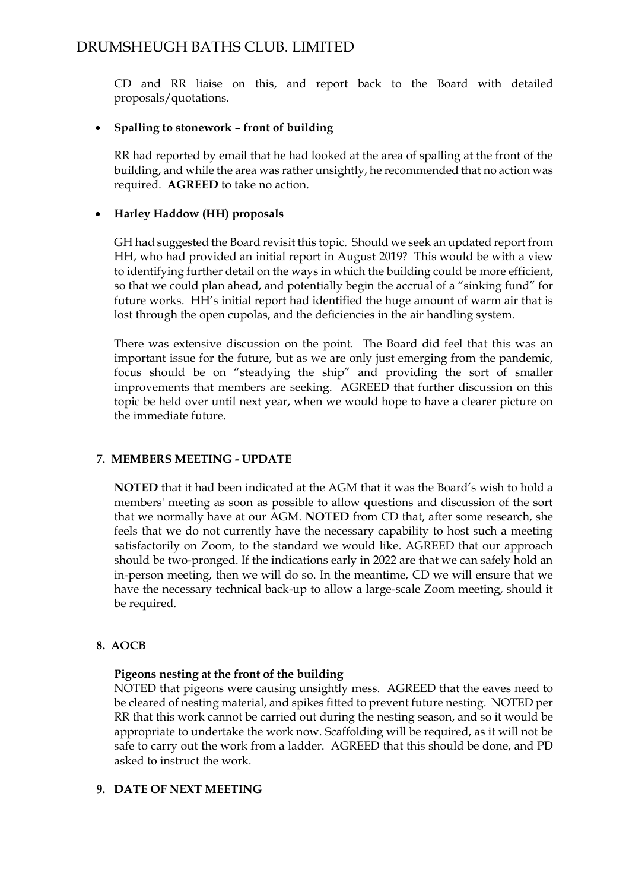CD and RR liaise on this, and report back to the Board with detailed proposals/quotations.

- **Spalling to stonework – front of building**

  RR had reported by email that he had looked at the area of spalling at the front of the building, and while the area was rather unsightly, he recommended that no action was required. **AGREED** to take no action.

- **Harley Haddow (HH) proposals**

  GH had suggested the Board revisit this topic. Should we seek an updated report from HH, who had provided an initial report in August 2019? This would be with a view to identifying further detail on the ways in which the building could be more efficient, so that we could plan ahead, and potentially begin the accrual of a "sinking fund" for future works. HH's initial report had identified the huge amount of warm air that is lost through the open cupolas, and the deficiencies in the air handling system.

  There was extensive discussion on the point. The Board did feel that this was an important issue for the future, but as we are only just emerging from the pandemic, focus should be on "steadying the ship" and providing the sort of smaller improvements that members are seeking. AGREED that further discussion on this topic be held over until next year, when we would hope to have a clearer picture on the immediate future.

## 7. MEMBERS MEETING - UPDATE

**NOTED** that it had been indicated at the AGM that it was the Board's wish to hold a members' meeting as soon as possible to allow questions and discussion of the sort that we normally have at our AGM. **NOTED** from CD that, after some research, she feels that we do not currently have the necessary capability to host such a meeting satisfactorily on Zoom, to the standard we would like. AGREED that our approach should be two-pronged. If the indications early in 2022 are that we can safely hold an in-person meeting, then we will do so. In the meantime, CD we will ensure that we have the necessary technical back-up to allow a large-scale Zoom meeting, should it be required.

## 8. AOCB

**Pigeons nesting at the front of the building**

NOTED that pigeons were causing unsightly mess. AGREED that the eaves need to be cleared of nesting material, and spikes fitted to prevent future nesting. NOTED per RR that this work cannot be carried out during the nesting season, and so it would be appropriate to undertake the work now. Scaffolding will be required, as it will not be safe to carry out the work from a ladder. AGREED that this should be done, and PD asked to instruct the work.

## 9. DATE OF NEXT MEETING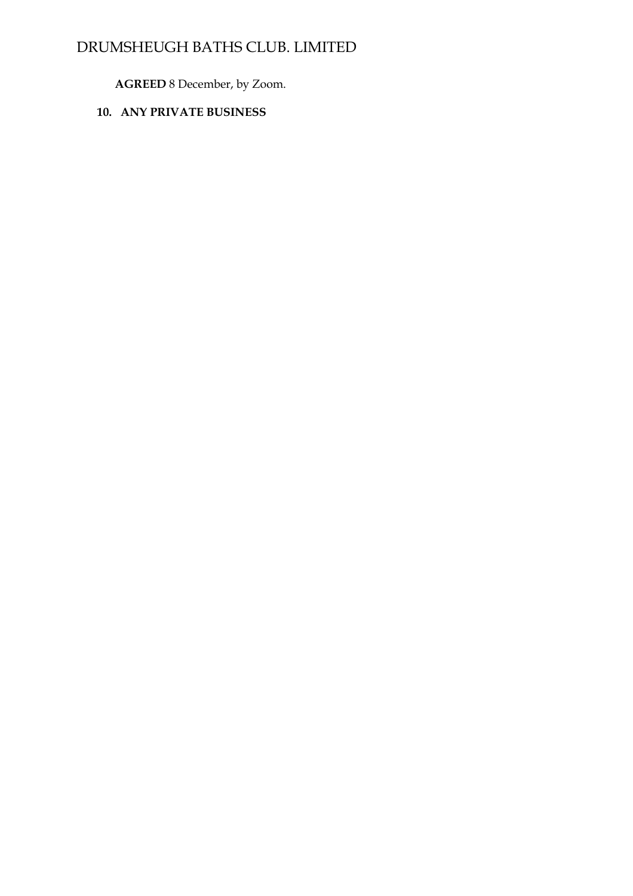**AGREED** 8 December, by Zoom.

**10. ANY PRIVATE BUSINESS**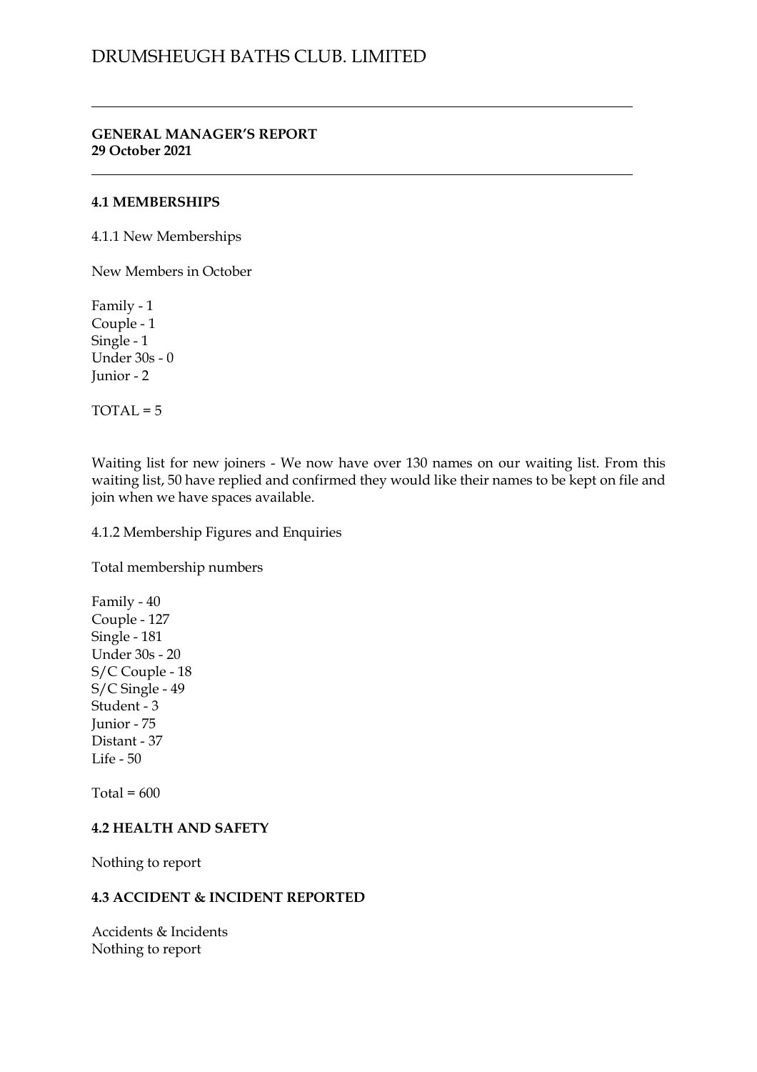# DRUMSHEUGH BATHS CLUB. LIMITED

**GENERAL MANAGER'S REPORT**
**29 October 2021**

### 4.1 MEMBERSHIPS

4.1.1 New Memberships

New Members in October

Family - 1
Couple - 1
Single - 1
Under 30s - 0
Junior - 2

TOTAL = 5

Waiting list for new joiners - We now have over 130 names on our waiting list. From this waiting list, 50 have replied and confirmed they would like their names to be kept on file and join when we have spaces available.

4.1.2 Membership Figures and Enquiries

Total membership numbers

Family - 40
Couple - 127
Single - 181
Under 30s - 20
S/C Couple - 18
S/C Single - 49
Student - 3
Junior - 75
Distant - 37
Life - 50

Total = 600

### 4.2 HEALTH AND SAFETY

Nothing to report

### 4.3 ACCIDENT & INCIDENT REPORTED

Accidents & Incidents
Nothing to report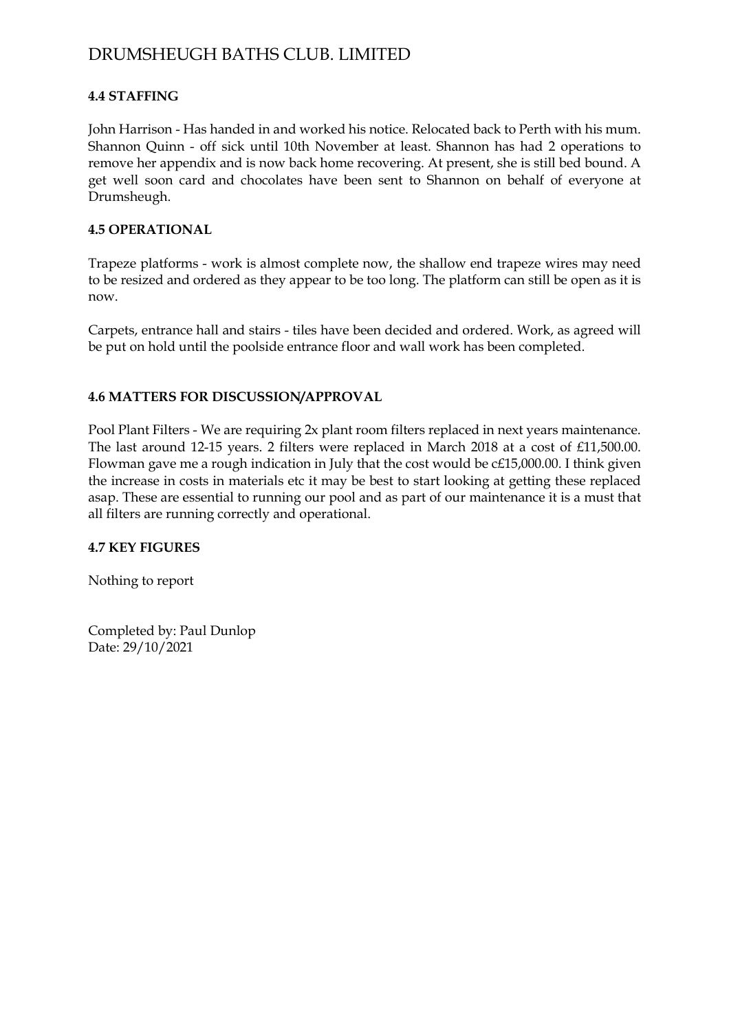### 4.4 STAFFING

John Harrison - Has handed in and worked his notice. Relocated back to Perth with his mum. Shannon Quinn - off sick until 10th November at least. Shannon has had 2 operations to remove her appendix and is now back home recovering. At present, she is still bed bound. A get well soon card and chocolates have been sent to Shannon on behalf of everyone at Drumsheugh.

### 4.5 OPERATIONAL

Trapeze platforms - work is almost complete now, the shallow end trapeze wires may need to be resized and ordered as they appear to be too long. The platform can still be open as it is now.

Carpets, entrance hall and stairs - tiles have been decided and ordered. Work, as agreed will be put on hold until the poolside entrance floor and wall work has been completed.

### 4.6 MATTERS FOR DISCUSSION/APPROVAL

Pool Plant Filters - We are requiring 2x plant room filters replaced in next years maintenance. The last around 12-15 years. 2 filters were replaced in March 2018 at a cost of £11,500.00. Flowman gave me a rough indication in July that the cost would be c£15,000.00. I think given the increase in costs in materials etc it may be best to start looking at getting these replaced asap. These are essential to running our pool and as part of our maintenance it is a must that all filters are running correctly and operational.

### 4.7 KEY FIGURES

Nothing to report

Completed by: Paul Dunlop
Date: 29/10/2021